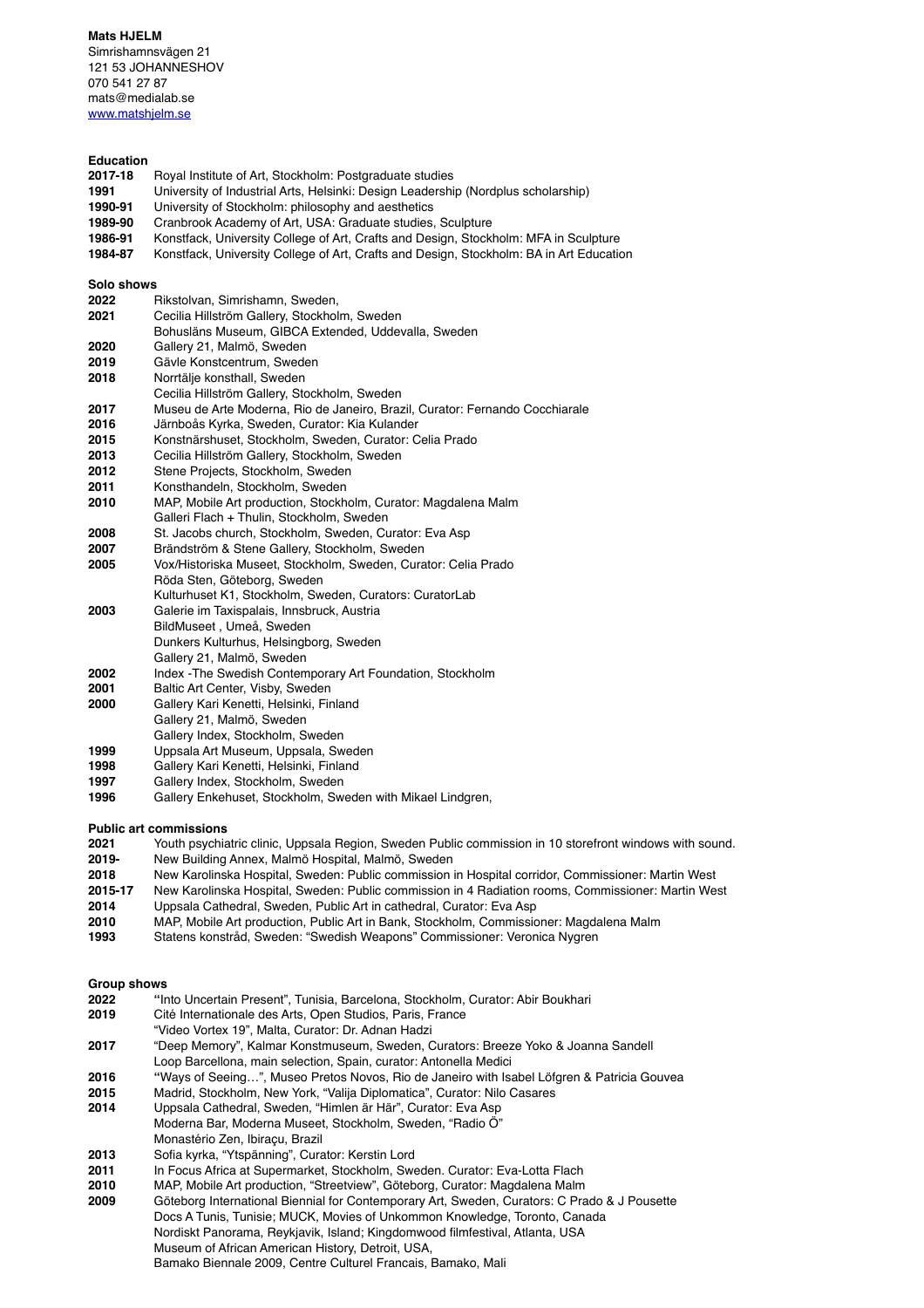**Mats HJELM**
Simrishamnsvägen 21
121 53 JOHANNESHOV
070 541 27 87
mats@medialab.se
[www.matshjelm.se](http://www.matshjelm.se)

**Education**

| | |
|---|---|
| **2017-18** | Royal Institute of Art, Stockholm: Postgraduate studies |
| **1991** | University of Industrial Arts, Helsinki: Design Leadership (Nordplus scholarship) |
| **1990-91** | University of Stockholm: philosophy and aesthetics |
| **1989-90** | Cranbrook Academy of Art, USA: Graduate studies, Sculpture |
| **1986-91** | Konstfack, University College of Art, Crafts and Design, Stockholm: MFA in Sculpture |
| **1984-87** | Konstfack, University College of Art, Crafts and Design, Stockholm: BA in Art Education |

**Solo shows**

| | |
|---|---|
| **2022** | Rikstolvan, Simrishamn, Sweden, |
| **2021** | Cecilia Hillström Gallery, Stockholm, Sweden |
| | Bohusläns Museum, GIBCA Extended, Uddevalla, Sweden |
| **2020** | Gallery 21, Malmö, Sweden |
| **2019** | Gävle Konstcentrum, Sweden |
| **2018** | Norrtälje konsthall, Sweden |
| | Cecilia Hillström Gallery, Stockholm, Sweden |
| **2017** | Museu de Arte Moderna, Rio de Janeiro, Brazil, Curator: Fernando Cocchiarale |
| **2016** | Järnboås Kyrka, Sweden, Curator: Kia Kulander |
| **2015** | Konstnärshuset, Stockholm, Sweden, Curator: Celia Prado |
| **2013** | Cecilia Hillström Gallery, Stockholm, Sweden |
| **2012** | Stene Projects, Stockholm, Sweden |
| **2011** | Konsthandeln, Stockholm, Sweden |
| **2010** | MAP, Mobile Art production, Stockholm, Curator: Magdalena Malm |
| | Galleri Flach + Thulin, Stockholm, Sweden |
| **2008** | St. Jacobs church, Stockholm, Sweden, Curator: Eva Asp |
| **2007** | Brändström & Stene Gallery, Stockholm, Sweden |
| **2005** | Vox/Historiska Museet, Stockholm, Sweden, Curator: Celia Prado |
| | Röda Sten, Göteborg, Sweden |
| | Kulturhuset K1, Stockholm, Sweden, Curators: CuratorLab |
| **2003** | Galerie im Taxispalais, Innsbruck, Austria |
| | BildMuseet , Umeå, Sweden |
| | Dunkers Kulturhus, Helsingborg, Sweden |
| | Gallery 21, Malmö, Sweden |
| **2002** | Index -The Swedish Contemporary Art Foundation, Stockholm |
| **2001** | Baltic Art Center, Visby, Sweden |
| **2000** | Gallery Kari Kenetti, Helsinki, Finland |
| | Gallery 21, Malmö, Sweden |
| | Gallery Index, Stockholm, Sweden |
| **1999** | Uppsala Art Museum, Uppsala, Sweden |
| **1998** | Gallery Kari Kenetti, Helsinki, Finland |
| **1997** | Gallery Index, Stockholm, Sweden |
| **1996** | Gallery Enkehuset, Stockholm, Sweden with Mikael Lindgren, |

**Public art commissions**

| | |
|---|---|
| **2021** | Youth psychiatric clinic, Uppsala Region, Sweden Public commission in 10 storefront windows with sound. |
| **2019-** | New Building Annex, Malmö Hospital, Malmö, Sweden |
| **2018** | New Karolinska Hospital, Sweden: Public commission in Hospital corridor, Commissioner: Martin West |
| **2015-17** | New Karolinska Hospital, Sweden: Public commission in 4 Radiation rooms, Commissioner: Martin West |
| **2014** | Uppsala Cathedral, Sweden, Public Art in cathedral, Curator: Eva Asp |
| **2010** | MAP, Mobile Art production, Public Art in Bank, Stockholm, Commissioner: Magdalena Malm |
| **1993** | Statens konstråd, Sweden: "Swedish Weapons" Commissioner: Veronica Nygren |

**Group shows**

| | |
|---|---|
| **2022** | "Into Uncertain Present", Tunisia, Barcelona, Stockholm, Curator: Abir Boukhari |
| **2019** | Cité Internationale des Arts, Open Studios, Paris, France |
| | "Video Vortex 19", Malta, Curator: Dr. Adnan Hadzi |
| **2017** | "Deep Memory", Kalmar Konstmuseum, Sweden, Curators: Breeze Yoko & Joanna Sandell |
| | Loop Barcellona, main selection, Spain, curator: Antonella Medici |
| **2016** | "Ways of Seeing…", Museo Pretos Novos, Rio de Janeiro with Isabel Löfgren & Patricia Gouvea |
| **2015** | Madrid, Stockholm, New York, "Valija Diplomatica", Curator: Nilo Casares |
| **2014** | Uppsala Cathedral, Sweden, "Himlen är Här", Curator: Eva Asp |
| | Moderna Bar, Moderna Museet, Stockholm, Sweden, "Radio Ö" |
| | Monastério Zen, Ibiraçu, Brazil |
| **2013** | Sofia kyrka, "Ytspänning", Curator: Kerstin Lord |
| **2011** | In Focus Africa at Supermarket, Stockholm, Sweden. Curator: Eva-Lotta Flach |
| **2010** | MAP, Mobile Art production, "Streetview", Göteborg, Curator: Magdalena Malm |
| **2009** | Göteborg International Biennial for Contemporary Art, Sweden, Curators: C Prado & J Pousette |
| | Docs A Tunis, Tunisie; MUCK, Movies of Unkommon Knowledge, Toronto, Canada |
| | Nordiskt Panorama, Reykjavik, Island; Kingdomwood filmfestival, Atlanta, USA |
| | Museum of African American History, Detroit, USA, |
| | Bamako Biennale 2009, Centre Culturel Francais, Bamako, Mali |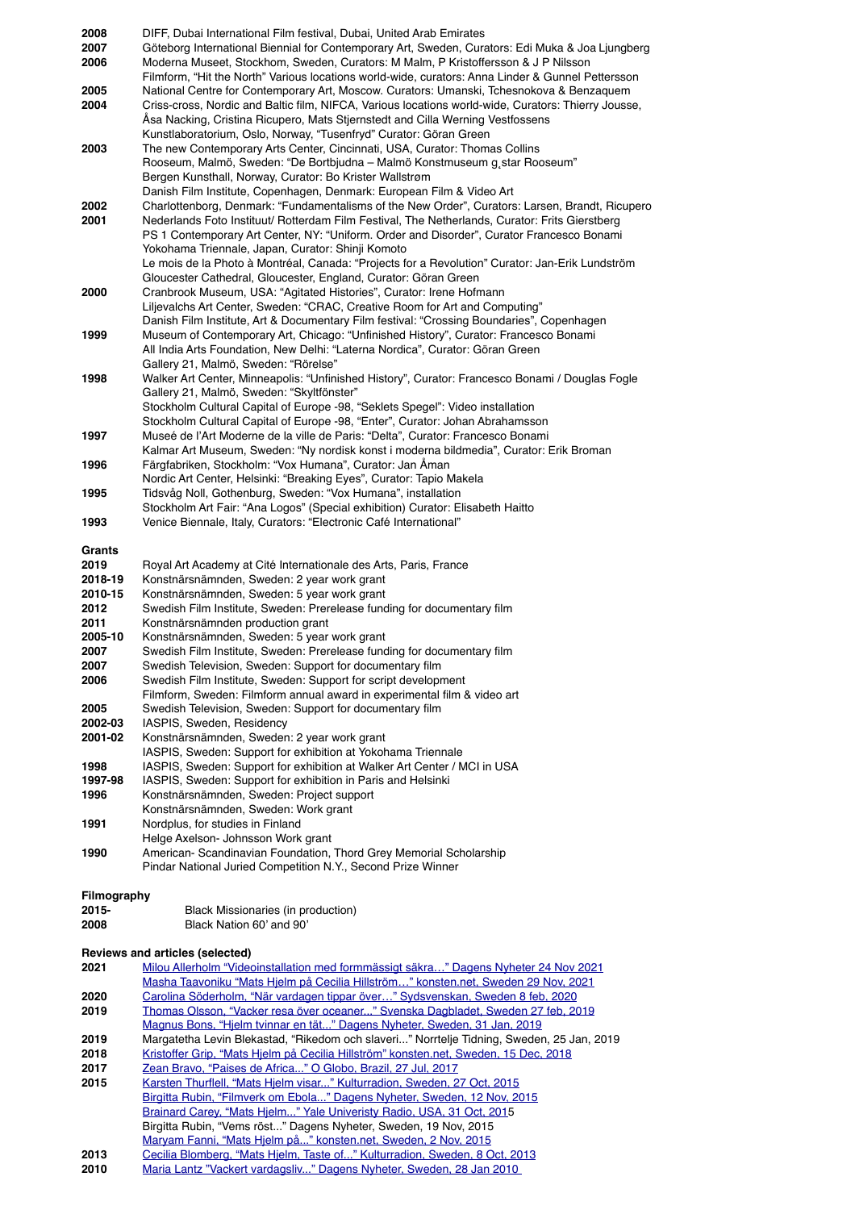**2008** DIFF, Dubai International Film festival, Dubai, United Arab Emirates
**2007** Göteborg International Biennial for Contemporary Art, Sweden, Curators: Edi Muka & Joa Ljungberg
**2006** Moderna Museet, Stockholm, Sweden, Curators: M Malm, P Kristoffersson & J P Nilsson
Filmform, "Hit the North" Various locations world-wide, curators: Anna Linder & Gunnel Pettersson
**2005** National Centre for Contemporary Art, Moscow. Curators: Umanski, Tchesnokova & Benzaquem
**2004** Criss-cross, Nordic and Baltic film, NIFCA, Various locations world-wide, Curators: Thierry Jousse, Åsa Nacking, Cristina Ricupero, Mats Stjernstedt and Cilla Werning Vestfossens
Kunstlaboratorium, Oslo, Norway, "Tusenfryd" Curator: Göran Green
**2003** The new Contemporary Arts Center, Cincinnati, USA, Curator: Thomas Collins
Rooseum, Malmö, Sweden: "De Bortbjudna – Malmö Konstmuseum g¸star Rooseum"
Bergen Kunsthall, Norway, Curator: Bo Krister Wallstrøm
Danish Film Institute, Copenhagen, Denmark: European Film & Video Art
**2002** Charlottenborg, Denmark: "Fundamentalisms of the New Order", Curators: Larsen, Brandt, Ricupero
**2001** Nederlands Foto Instituut/ Rotterdam Film Festival, The Netherlands, Curator: Frits Gierstberg
PS 1 Contemporary Art Center, NY: "Uniform. Order and Disorder", Curator Francesco Bonami
Yokohama Triennale, Japan, Curator: Shinji Komoto
Le mois de la Photo à Montréal, Canada: "Projects for a Revolution" Curator: Jan-Erik Lundström
Gloucester Cathedral, Gloucester, England, Curator: Göran Green
**2000** Cranbrook Museum, USA: "Agitated Histories", Curator: Irene Hofmann
Liljevalchs Art Center, Sweden: "CRAC, Creative Room for Art and Computing"
Danish Film Institute, Art & Documentary Film festival: "Crossing Boundaries", Copenhagen
**1999** Museum of Contemporary Art, Chicago: "Unfinished History", Curator: Francesco Bonami
All India Arts Foundation, New Delhi: "Laterna Nordica", Curator: Göran Green
Gallery 21, Malmö, Sweden: "Rörelse"
**1998** Walker Art Center, Minneapolis: "Unfinished History", Curator: Francesco Bonami / Douglas Fogle
Gallery 21, Malmö, Sweden: "Skyltfönster"
Stockholm Cultural Capital of Europe -98, "Seklets Spegel": Video installation
Stockholm Cultural Capital of Europe -98, "Enter", Curator: Johan Abrahamsson
**1997** Museé de l'Art Moderne de la ville de Paris: "Delta", Curator: Francesco Bonami
Kalmar Art Museum, Sweden: "Ny nordisk konst i moderna bildmedia", Curator: Erik Broman
**1996** Färgfabriken, Stockholm: "Vox Humana", Curator: Jan Åman
Nordic Art Center, Helsinki: "Breaking Eyes", Curator: Tapio Makela
**1995** Tidsvåg Noll, Gothenburg, Sweden: "Vox Humana", installation
Stockholm Art Fair: "Ana Logos" (Special exhibition) Curator: Elisabeth Haitto
**1993** Venice Biennale, Italy, Curators: "Electronic Café International"

## Grants

**2019** Royal Art Academy at Cité Internationale des Arts, Paris, France
**2018-19** Konstnärsnämnden, Sweden: 2 year work grant
**2010-15** Konstnärsnämnden, Sweden: 5 year work grant
**2012** Swedish Film Institute, Sweden: Prerelease funding for documentary film
**2011** Konstnärsnämnden production grant
**2005-10** Konstnärsnämnden, Sweden: 5 year work grant
**2007** Swedish Film Institute, Sweden: Prerelease funding for documentary film
**2007** Swedish Television, Sweden: Support for documentary film
**2006** Swedish Film Institute, Sweden: Support for script development
Filmform, Sweden: Filmform annual award in experimental film & video art
**2005** Swedish Television, Sweden: Support for documentary film
**2002-03** IASPIS, Sweden, Residency
**2001-02** Konstnärsnämnden, Sweden: 2 year work grant
IASPIS, Sweden: Support for exhibition at Yokohama Triennale
**1998** IASPIS, Sweden: Support for exhibition at Walker Art Center / MCI in USA
**1997-98** IASPIS, Sweden: Support for exhibition in Paris and Helsinki
**1996** Konstnärsnämnden, Sweden: Project support
Konstnärsnämnden, Sweden: Work grant
**1991** Nordplus, for studies in Finland
Helge Axelson- Johnsson Work grant
**1990** American- Scandinavian Foundation, Thord Grey Memorial Scholarship
Pindar National Juried Competition N.Y., Second Prize Winner

## Filmography

**2015-** Black Missionaries (in production)
**2008** Black Nation 60' and 90'

## Reviews and articles (selected)

**2021** Milou Allerholm "Videoinstallation med formmässigt säkra…" Dagens Nyheter 24 Nov 2021
Masha Taavoniku "Mats Hjelm på Cecilia Hillström…" konsten.net, Sweden 29 Nov, 2021
**2020** Carolina Söderholm, "När vardagen tippar över…" Sydsvenskan, Sweden 8 feb, 2020
**2019** Thomas Olsson, "Vacker resa över oceaner..." Svenska Dagbladet, Sweden 27 feb, 2019
Magnus Bons, "Hjelm tvinnar en tät..." Dagens Nyheter, Sweden, 31 Jan, 2019
**2019** Margatetha Levin Blekastad, "Rikedom och slaveri..." Norrtelje Tidning, Sweden, 25 Jan, 2019
**2018** Kristoffer Grip, "Mats Hjelm på Cecilia Hillström" konsten.net, Sweden, 15 Dec, 2018
**2017** Zean Bravo, "Paises de Africa..." O Globo, Brazil, 27 Jul, 2017
**2015** Karsten Thurfjell, "Mats Hjelm visar..." Kulturradion, Sweden, 27 Oct, 2015
Birgitta Rubin, "Filmverk om Ebola..." Dagens Nyheter, Sweden, 12 Nov, 2015
Brainard Carey, "Mats Hjelm..." Yale Univeristy Radio, USA, 31 Oct, 2015
Birgitta Rubin, "Vems röst..." Dagens Nyheter, Sweden, 19 Nov, 2015
Maryam Fanni, "Mats Hjelm på..." konsten.net, Sweden, 2 Nov, 2015
**2013** Cecilia Blomberg, "Mats Hjelm, Taste of..." Kulturradion, Sweden, 8 Oct, 2013
**2010** Maria Lantz "Vackert vardagsliv..." Dagens Nyheter, Sweden, 28 Jan 2010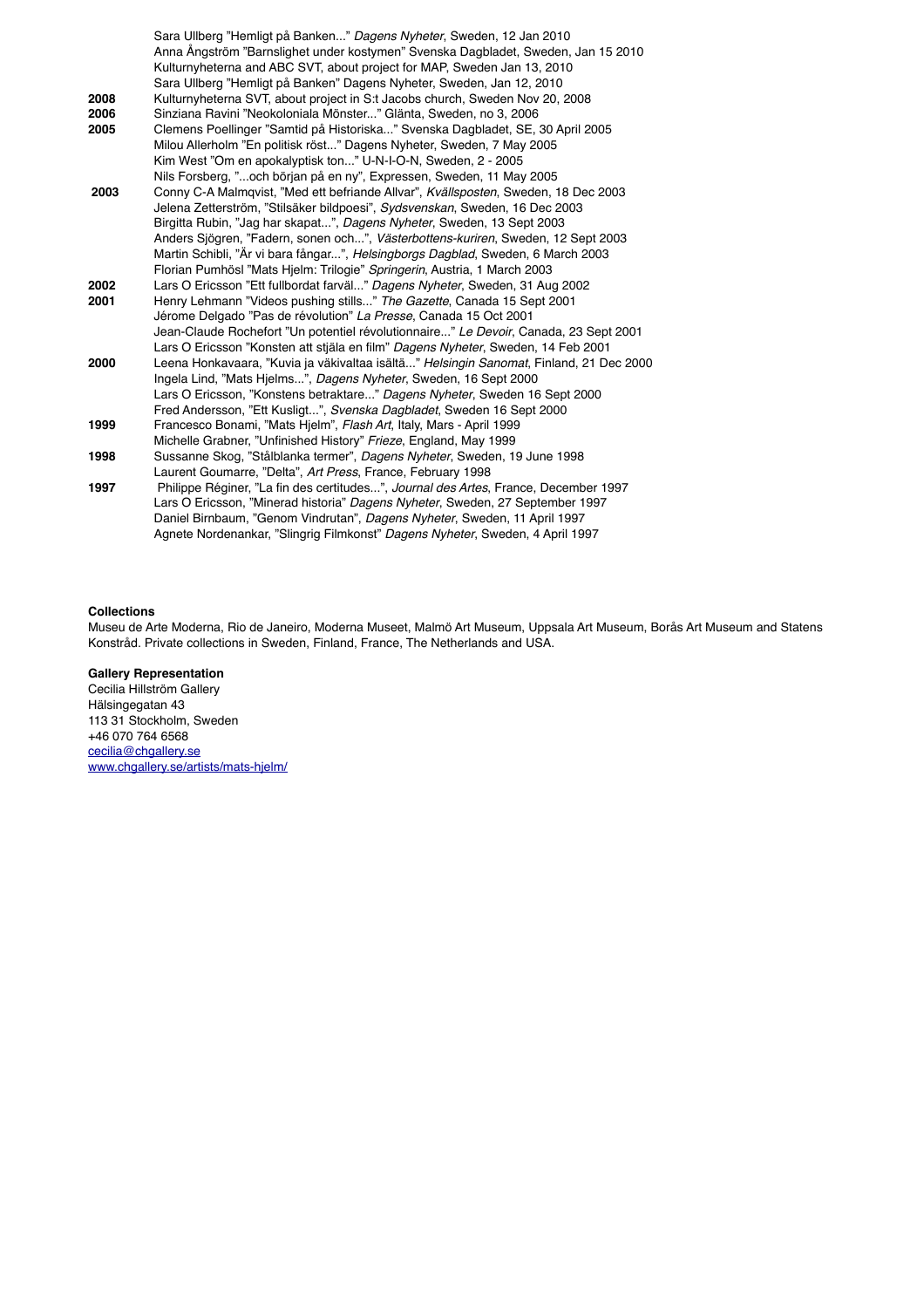| | |
|---|---|
| | Sara Ullberg ”Hemligt på Banken...” *Dagens Nyheter*, Sweden, 12 Jan 2010 |
| | Anna Ångström ”Barnslighet under kostymen” Svenska Dagbladet, Sweden, Jan 15 2010 |
| | Kulturnyheterna and ABC SVT, about project for MAP, Sweden Jan 13, 2010 |
| | Sara Ullberg ”Hemligt på Banken” Dagens Nyheter, Sweden, Jan 12, 2010 |
| **2008** | Kulturnyheterna SVT, about project in S:t Jacobs church, Sweden Nov 20, 2008 |
| **2006** | Sinziana Ravini ”Neokoloniala Mönster...” Glänta, Sweden, no 3, 2006 |
| **2005** | Clemens Poellinger ”Samtid på Historiska...” Svenska Dagbladet, SE, 30 April 2005 |
| | Milou Allerholm ”En politisk röst...” Dagens Nyheter, Sweden, 7 May 2005 |
| | Kim West ”Om en apokalyptisk ton...” U-N-I-O-N, Sweden, 2 - 2005 |
| | Nils Forsberg, ”...och början på en ny”, Expressen, Sweden, 11 May 2005 |
| **2003** | Conny C-A Malmqvist, ”Med ett befriande Allvar”, *Kvällsposten*, Sweden, 18 Dec 2003 |
| | Jelena Zetterström, ”Stilsäker bildpoesi”, *Sydsvenskan*, Sweden, 16 Dec 2003 |
| | Birgitta Rubin, ”Jag har skapat...”, *Dagens Nyheter*, Sweden, 13 Sept 2003 |
| | Anders Sjögren, ”Fadern, sonen och...”, *Västerbottens-kuriren*, Sweden, 12 Sept 2003 |
| | Martin Schibli, ”Är vi bara fångar...”, *Helsingborgs Dagblad*, Sweden, 6 March 2003 |
| | Florian Pumhösl ”Mats Hjelm: Trilogie” *Springerin*, Austria, 1 March 2003 |
| **2002** | Lars O Ericsson ”Ett fullbordat farväl...” *Dagens Nyheter*, Sweden, 31 Aug 2002 |
| **2001** | Henry Lehmann ”Videos pushing stills...” *The Gazette*, Canada 15 Sept 2001 |
| | Jérome Delgado ”Pas de révolution” *La Presse*, Canada 15 Oct 2001 |
| | Jean-Claude Rochefort ”Un potentiel révolutionnaire...” *Le Devoir*, Canada, 23 Sept 2001 |
| | Lars O Ericsson ”Konsten att stjäla en film” *Dagens Nyheter*, Sweden, 14 Feb 2001 |
| **2000** | Leena Honkavaara, ”Kuvia ja väkivaltaa isältä...” *Helsingin Sanomat*, Finland, 21 Dec 2000 |
| | Ingela Lind, ”Mats Hjelms...”, *Dagens Nyheter*, Sweden, 16 Sept 2000 |
| | Lars O Ericsson, ”Konstens betraktare...” *Dagens Nyheter*, Sweden 16 Sept 2000 |
| | Fred Andersson, ”Ett Kusligt...”, *Svenska Dagbladet*, Sweden 16 Sept 2000 |
| **1999** | Francesco Bonami, ”Mats Hjelm”, *Flash Art*, Italy, Mars - April 1999 |
| | Michelle Grabner, ”Unfinished History” *Frieze*, England, May 1999 |
| **1998** | Sussanne Skog, ”Stålblanka termer”, *Dagens Nyheter*, Sweden, 19 June 1998 |
| | Laurent Goumarre, ”Delta”, *Art Press*, France, February 1998 |
| **1997** | Philippe Réginer, ”La fin des certitudes...”, *Journal des Artes*, France, December 1997 |
| | Lars O Ericsson, ”Minerad historia” *Dagens Nyheter*, Sweden, 27 September 1997 |
| | Daniel Birnbaum, ”Genom Vindrutan”, *Dagens Nyheter*, Sweden, 11 April 1997 |
| | Agnete Nordenankar, ”Slingrig Filmkonst” *Dagens Nyheter*, Sweden, 4 April 1997 |

**Collections**
Museu de Arte Moderna, Rio de Janeiro, Moderna Museet, Malmö Art Museum, Uppsala Art Museum, Borås Art Museum and Statens Konstråd. Private collections in Sweden, Finland, France, The Netherlands and USA.

**Gallery Representation**
Cecilia Hillström Gallery
Hälsingegatan 43
113 31 Stockholm, Sweden
+46 070 764 6568
cecilia@chgallery.se
www.chgallery.se/artists/mats-hjelm/